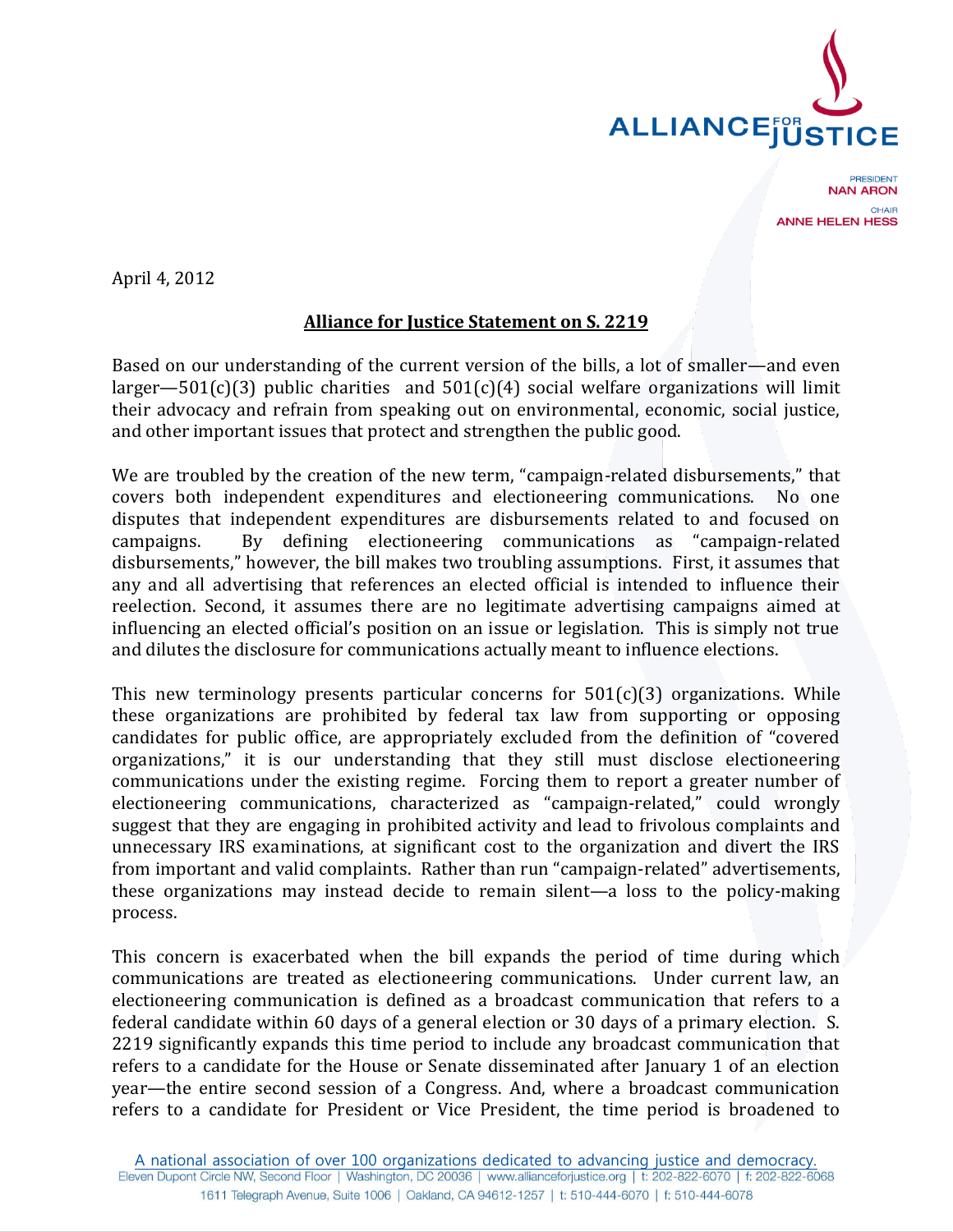ALLIANCE FOR JUSTICE

PRESIDENT
NAN ARON

CHAIR
ANNE HELEN HESS

April 4, 2012

**Alliance for Justice Statement on S. 2219**

Based on our understanding of the current version of the bills, a lot of smaller—and even larger—501(c)(3) public charities and 501(c)(4) social welfare organizations will limit their advocacy and refrain from speaking out on environmental, economic, social justice, and other important issues that protect and strengthen the public good.

We are troubled by the creation of the new term, "campaign-related disbursements," that covers both independent expenditures and electioneering communications. No one disputes that independent expenditures are disbursements related to and focused on campaigns. By defining electioneering communications as "campaign-related disbursements," however, the bill makes two troubling assumptions. First, it assumes that any and all advertising that references an elected official is intended to influence their reelection. Second, it assumes there are no legitimate advertising campaigns aimed at influencing an elected official's position on an issue or legislation. This is simply not true and dilutes the disclosure for communications actually meant to influence elections.

This new terminology presents particular concerns for 501(c)(3) organizations. While these organizations are prohibited by federal tax law from supporting or opposing candidates for public office, are appropriately excluded from the definition of "covered organizations," it is our understanding that they still must disclose electioneering communications under the existing regime. Forcing them to report a greater number of electioneering communications, characterized as "campaign-related," could wrongly suggest that they are engaging in prohibited activity and lead to frivolous complaints and unnecessary IRS examinations, at significant cost to the organization and divert the IRS from important and valid complaints. Rather than run "campaign-related" advertisements, these organizations may instead decide to remain silent—a loss to the policy-making process.

This concern is exacerbated when the bill expands the period of time during which communications are treated as electioneering communications. Under current law, an electioneering communication is defined as a broadcast communication that refers to a federal candidate within 60 days of a general election or 30 days of a primary election. S. 2219 significantly expands this time period to include any broadcast communication that refers to a candidate for the House or Senate disseminated after January 1 of an election year—the entire second session of a Congress. And, where a broadcast communication refers to a candidate for President or Vice President, the time period is broadened to

A national association of over 100 organizations dedicated to advancing justice and democracy.
Eleven Dupont Circle NW, Second Floor | Washington, DC 20036 | www.allianceforjustice.org | t: 202-822-6070 | f: 202-822-6068
1611 Telegraph Avenue, Suite 1006 | Oakland, CA 94612-1257 | t: 510-444-6070 | f: 510-444-6078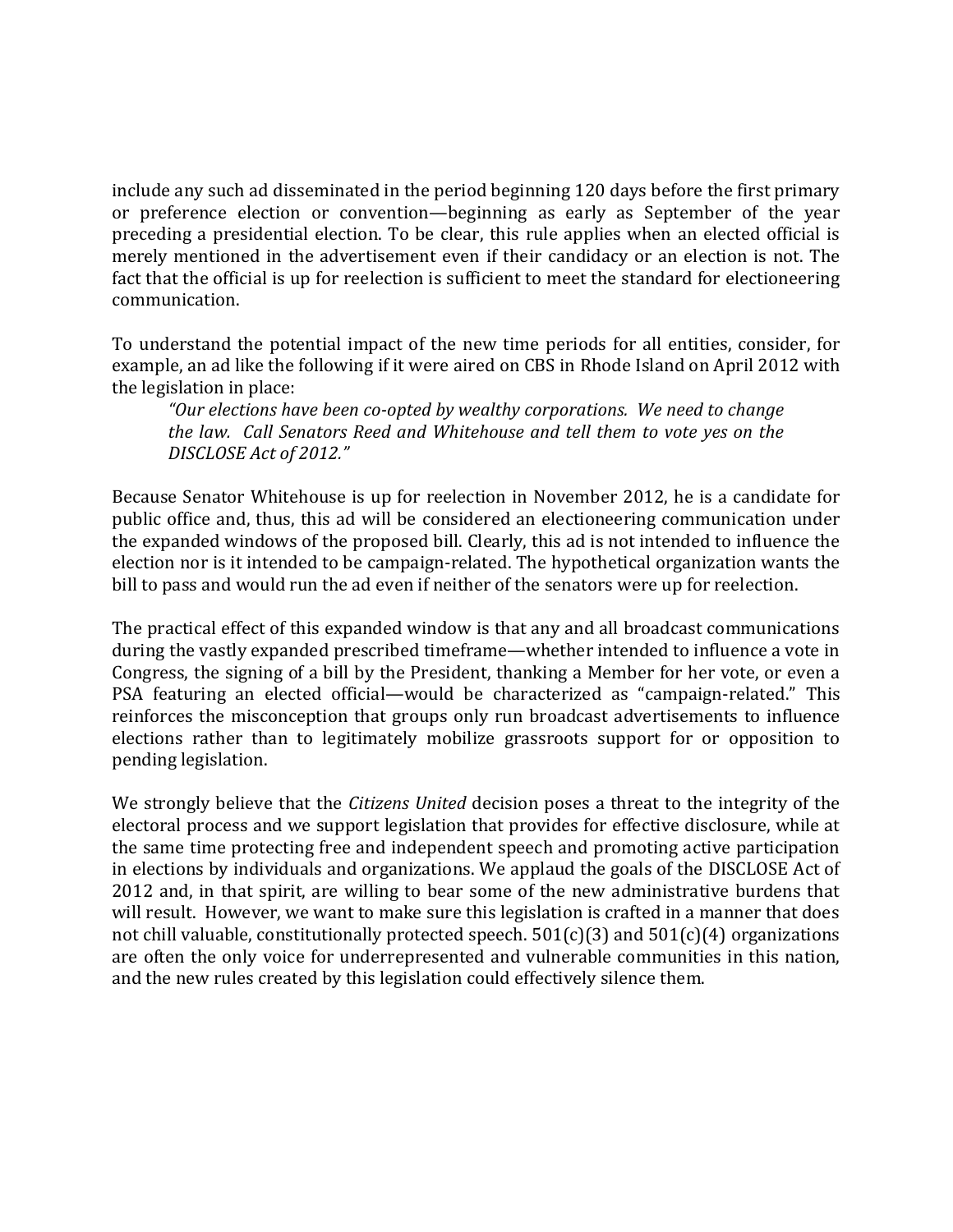include any such ad disseminated in the period beginning 120 days before the first primary or preference election or convention—beginning as early as September of the year preceding a presidential election. To be clear, this rule applies when an elected official is merely mentioned in the advertisement even if their candidacy or an election is not. The fact that the official is up for reelection is sufficient to meet the standard for electioneering communication.

To understand the potential impact of the new time periods for all entities, consider, for example, an ad like the following if it were aired on CBS in Rhode Island on April 2012 with the legislation in place:

> *"Our elections have been co-opted by wealthy corporations. We need to change the law. Call Senators Reed and Whitehouse and tell them to vote yes on the DISCLOSE Act of 2012."*

Because Senator Whitehouse is up for reelection in November 2012, he is a candidate for public office and, thus, this ad will be considered an electioneering communication under the expanded windows of the proposed bill. Clearly, this ad is not intended to influence the election nor is it intended to be campaign-related. The hypothetical organization wants the bill to pass and would run the ad even if neither of the senators were up for reelection.

The practical effect of this expanded window is that any and all broadcast communications during the vastly expanded prescribed timeframe—whether intended to influence a vote in Congress, the signing of a bill by the President, thanking a Member for her vote, or even a PSA featuring an elected official—would be characterized as "campaign-related." This reinforces the misconception that groups only run broadcast advertisements to influence elections rather than to legitimately mobilize grassroots support for or opposition to pending legislation.

We strongly believe that the *Citizens United* decision poses a threat to the integrity of the electoral process and we support legislation that provides for effective disclosure, while at the same time protecting free and independent speech and promoting active participation in elections by individuals and organizations. We applaud the goals of the DISCLOSE Act of 2012 and, in that spirit, are willing to bear some of the new administrative burdens that will result. However, we want to make sure this legislation is crafted in a manner that does not chill valuable, constitutionally protected speech. 501(c)(3) and 501(c)(4) organizations are often the only voice for underrepresented and vulnerable communities in this nation, and the new rules created by this legislation could effectively silence them.